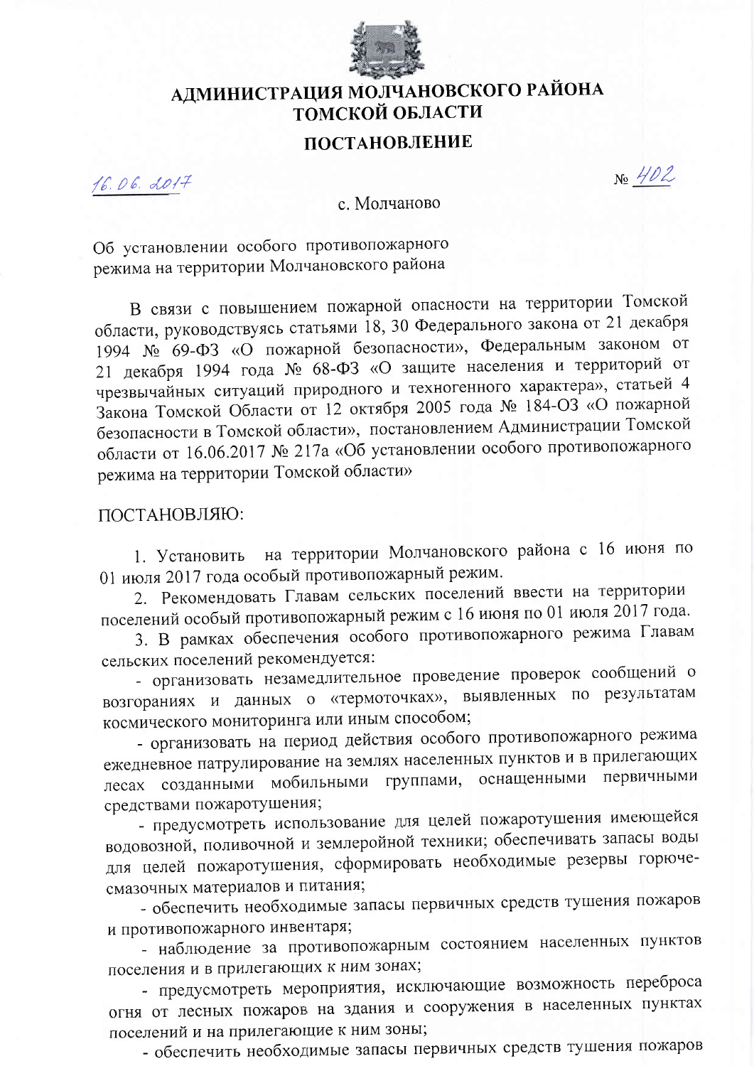# АДМИНИСТРАЦИЯ МОЛЧАНОВСКОГО РАЙОНА ТОМСКОЙ ОБЛАСТИ

## ПОСТАНОВЛЕНИЕ

16.06.2017 № 402

с. Молчаново

Об установлении особого противопожарного режима на территории Молчановского района

В связи с повышением пожарной опасности на территории Томской области, руководствуясь статьями 18, 30 Федерального закона от 21 декабря 1994 № 69-ФЗ «О пожарной безопасности», Федеральным законом от 21 декабря 1994 года № 68-ФЗ «О защите населения и территорий от чрезвычайных ситуаций природного и техногенного характера», статьей 4 Закона Томской Области от 12 октября 2005 года № 184-ОЗ «О пожарной безопасности в Томской области», постановлением Администрации Томской области от 16.06.2017 № 217а «Об установлении особого противопожарного режима на территории Томской области»

ПОСТАНОВЛЯЮ:

1. Установить на территории Молчановского района с 16 июня по 01 июля 2017 года особый противопожарный режим.
2. Рекомендовать Главам сельских поселений ввести на территории поселений особый противопожарный режим с 16 июня по 01 июля 2017 года.
3. В рамках обеспечения особого противопожарного режима Главам сельских поселений рекомендуется:

- организовать незамедлительное проведение проверок сообщений о возгораниях и данных о «термоточках», выявленных по результатам космического мониторинга или иным способом;
- организовать на период действия особого противопожарного режима ежедневное патрулирование на землях населенных пунктов и в прилегающих лесах созданными мобильными группами, оснащенными первичными средствами пожаротушения;
- предусмотреть использование для целей пожаротушения имеющейся водовозной, поливочной и землеройной техники; обеспечивать запасы воды для целей пожаротушения, сформировать необходимые резервы горюче-смазочных материалов и питания;
- обеспечить необходимые запасы первичных средств тушения пожаров и противопожарного инвентаря;
- наблюдение за противопожарным состоянием населенных пунктов поселения и в прилегающих к ним зонах;
- предусмотреть мероприятия, исключающие возможность переброса огня от лесных пожаров на здания и сооружения в населенных пунктах поселений и на прилегающие к ним зоны;
- обеспечить необходимые запасы первичных средств тушения пожаров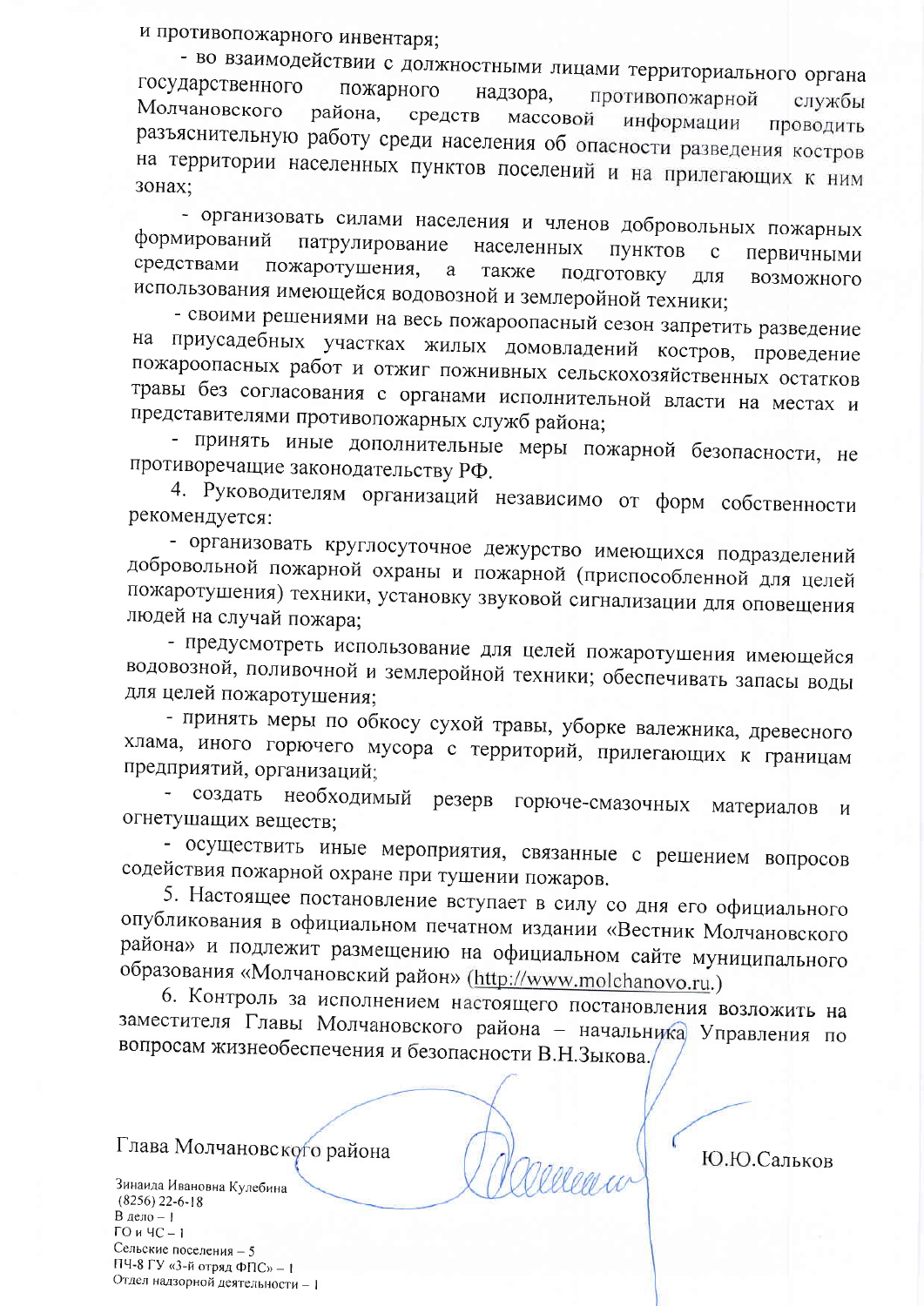и противопожарного инвентаря;

- во взаимодействии с должностными лицами территориального органа государственного пожарного надзора, противопожарной службы Молчановского района, средств массовой информации проводить разъяснительную работу среди населения об опасности разведения костров на территории населенных пунктов поселений и на прилегающих к ним зонах;

- организовать силами населения и членов добровольных пожарных формирований патрулирование населенных пунктов с первичными средствами пожаротушения, а также подготовку для возможного использования имеющейся водовозной и землеройной техники;

- своими решениями на весь пожароопасный сезон запретить разведение на приусадебных участках жилых домовладений костров, проведение пожароопасных работ и отжиг пожнивных сельскохозяйственных остатков травы без согласования с органами исполнительной власти на местах и представителями противопожарных служб района;

- принять иные дополнительные меры пожарной безопасности, не противоречащие законодательству РФ.

4. Руководителям организаций независимо от форм собственности рекомендуется:

- организовать круглосуточное дежурство имеющихся подразделений добровольной пожарной охраны и пожарной (приспособленной для целей пожаротушения) техники, установку звуковой сигнализации для оповещения людей на случай пожара;

- предусмотреть использование для целей пожаротушения имеющейся водовозной, поливочной и землеройной техники; обеспечивать запасы воды для целей пожаротушения;

- принять меры по обкосу сухой травы, уборке валежника, древесного хлама, иного горючего мусора с территорий, прилегающих к границам предприятий, организаций;

- создать необходимый резерв горюче-смазочных материалов и огнетушащих веществ;

- осуществить иные мероприятия, связанные с решением вопросов содействия пожарной охране при тушении пожаров.

5. Настоящее постановление вступает в силу со дня его официального опубликования в официальном печатном издании «Вестник Молчановского района» и подлежит размещению на официальном сайте муниципального образования «Молчановский район» (http://www.molchanovo.ru.)

6. Контроль за исполнением настоящего постановления возложить на заместителя Главы Молчановского района – начальника Управления по вопросам жизнеобеспечения и безопасности В.Н.Зыкова.

Глава Молчановского района Ю.Ю.Сальков

Зинаида Ивановна Кулебина
(8256) 22-6-18
В дело – 1
ГО и ЧС – 1
Сельские поселения – 5
ПЧ-8 ГУ «3-й отряд ФПС» – 1
Отдел надзорной деятельности – 1